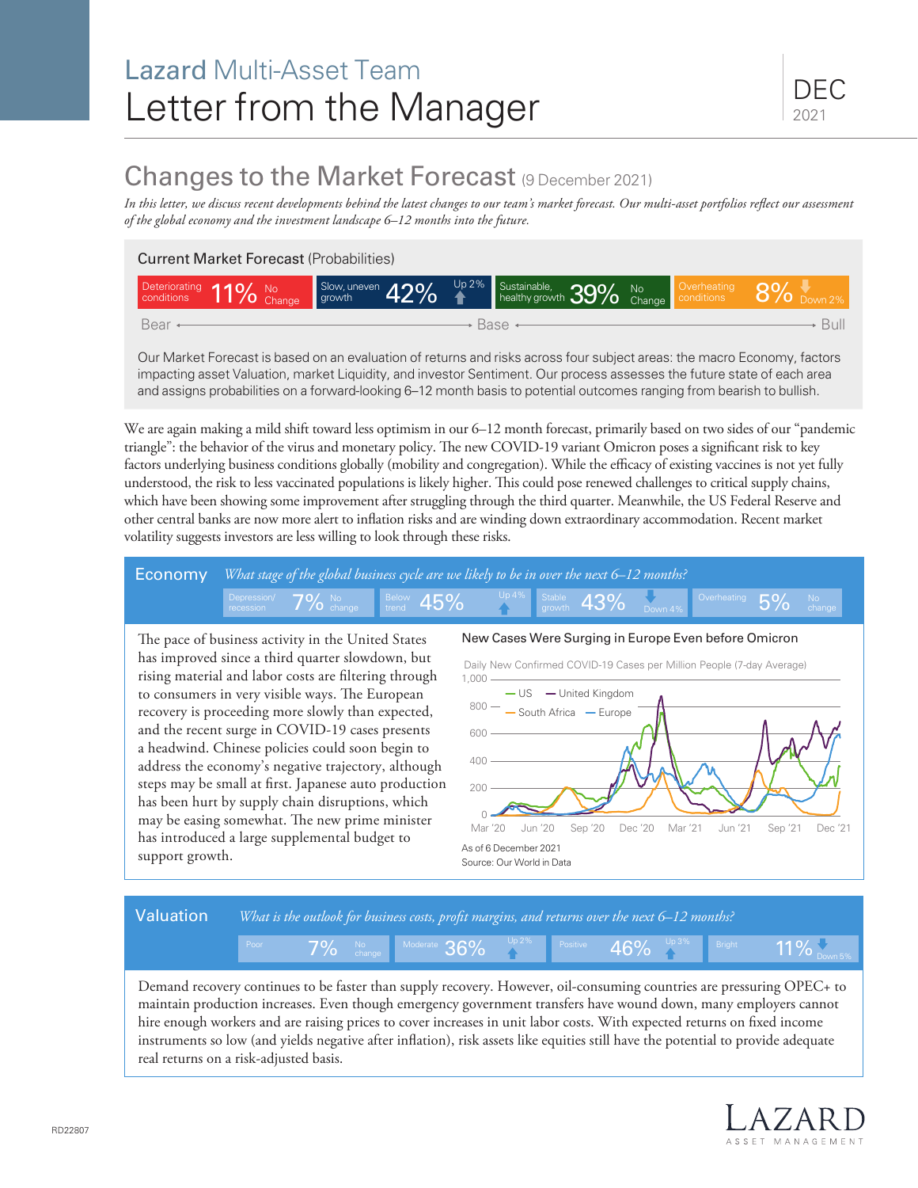# Lazard Multi-Asset Team
# Letter from the Manager

DEC 2021

## Changes to the Market Forecast (9 December 2021)

*In this letter, we discuss recent developments behind the latest changes to our team's market forecast. Our multi-asset portfolios reflect our assessment of the global economy and the investment landscape 6–12 months into the future.*

### Current Market Forecast (Probabilities)

| Deteriorating conditions | Slow, uneven growth | Sustainable, healthy growth | Overheating conditions |
|---|---|---|---|
| 11% No Change | 42% Up 2% | 39% No Change | 8% Down 2% |

Bear ← Base → Bull

Our Market Forecast is based on an evaluation of returns and risks across four subject areas: the macro Economy, factors impacting asset Valuation, market Liquidity, and investor Sentiment. Our process assesses the future state of each area and assigns probabilities on a forward-looking 6–12 month basis to potential outcomes ranging from bearish to bullish.

We are again making a mild shift toward less optimism in our 6–12 month forecast, primarily based on two sides of our "pandemic triangle": the behavior of the virus and monetary policy. The new COVID-19 variant Omicron poses a significant risk to key factors underlying business conditions globally (mobility and congregation). While the efficacy of existing vaccines is not yet fully understood, the risk to less vaccinated populations is likely higher. This could pose renewed challenges to critical supply chains, which have been showing some improvement after struggling through the third quarter. Meanwhile, the US Federal Reserve and other central banks are now more alert to inflation risks and are winding down extraordinary accommodation. Recent market volatility suggests investors are less willing to look through these risks.

### Economy

*What stage of the global business cycle are we likely to be in over the next 6–12 months?*

| Depression/ recession | Below trend | Stable growth | Overheating |
|---|---|---|---|
| 7% No change | 45% Up 4% | 43% Down 4% | 5% No change |

The pace of business activity in the United States has improved since a third quarter slowdown, but rising material and labor costs are filtering through to consumers in very visible ways. The European recovery is proceeding more slowly than expected, and the recent surge in COVID-19 cases presents a headwind. Chinese policies could soon begin to address the economy's negative trajectory, although steps may be small at first. Japanese auto production has been hurt by supply chain disruptions, which may be easing somewhat. The new prime minister has introduced a large supplemental budget to support growth.

**New Cases Were Surging in Europe Even before Omicron**

Daily New Confirmed COVID-19 Cases per Million People (7-day Average)

As of 6 December 2021
Source: Our World in Data

### Valuation

*What is the outlook for business costs, profit margins, and returns over the next 6–12 months?*

| Poor | Moderate | Positive | Bright |
|---|---|---|---|
| 7% No change | 36% Up 2% | 46% Up 3% | 11% Down 5% |

Demand recovery continues to be faster than supply recovery. However, oil-consuming countries are pressuring OPEC+ to maintain production increases. Even though emergency government transfers have wound down, many employers cannot hire enough workers and are raising prices to cover increases in unit labor costs. With expected returns on fixed income instruments so low (and yields negative after inflation), risk assets like equities still have the potential to provide adequate real returns on a risk-adjusted basis.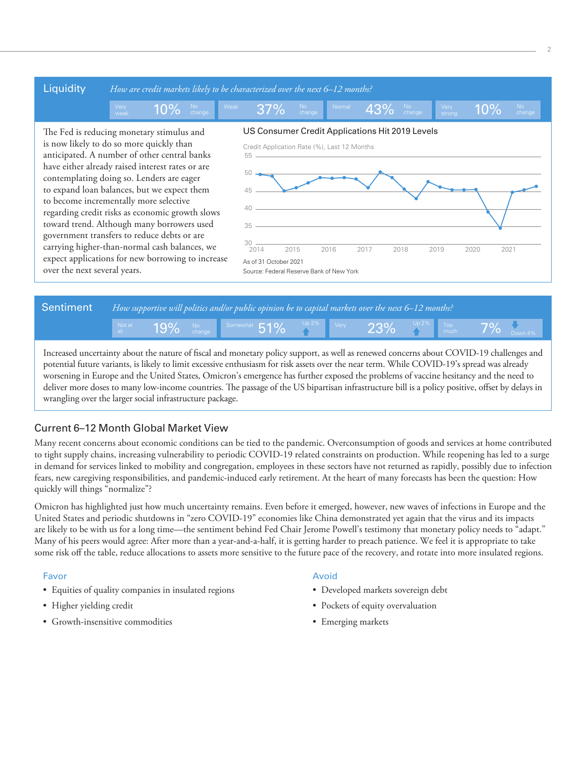## Liquidity

*How are credit markets likely to be characterized over the next 6–12 months?*

| Very weak | Weak | Normal | Very strong |
|---|---|---|---|
| 10% No change | 37% No change | 43% No change | 10% No change |

The Fed is reducing monetary stimulus and is now likely to do so more quickly than anticipated. A number of other central banks have either already raised interest rates or are contemplating doing so. Lenders are eager to expand loan balances, but we expect them to become incrementally more selective regarding credit risks as economic growth slows toward trend. Although many borrowers used government transfers to reduce debts or are carrying higher-than-normal cash balances, we expect applications for new borrowing to increase over the next several years.

**US Consumer Credit Applications Hit 2019 Levels**

Credit Application Rate (%), Last 12 Months

As of 31 October 2021

Source: Federal Reserve Bank of New York

## Sentiment

*How supportive will politics and/or public opinion be to capital markets over the next 6–12 months?*

| Not at all | Somewhat | Very | Too much |
|---|---|---|---|
| 19% No change | 51% Up 2% | 23% Up 2% | 7% Down 4% |

Increased uncertainty about the nature of fiscal and monetary policy support, as well as renewed concerns about COVID-19 challenges and potential future variants, is likely to limit excessive enthusiasm for risk assets over the near term. While COVID-19's spread was already worsening in Europe and the United States, Omicron's emergence has further exposed the problems of vaccine hesitancy and the need to deliver more doses to many low-income countries. The passage of the US bipartisan infrastructure bill is a policy positive, offset by delays in wrangling over the larger social infrastructure package.

## Current 6–12 Month Global Market View

Many recent concerns about economic conditions can be tied to the pandemic. Overconsumption of goods and services at home contributed to tight supply chains, increasing vulnerability to periodic COVID-19 related constraints on production. While reopening has led to a surge in demand for services linked to mobility and congregation, employees in these sectors have not returned as rapidly, possibly due to infection fears, new caregiving responsibilities, and pandemic-induced early retirement. At the heart of many forecasts has been the question: How quickly will things "normalize"?

Omicron has highlighted just how much uncertainty remains. Even before it emerged, however, new waves of infections in Europe and the United States and periodic shutdowns in "zero COVID-19" economies like China demonstrated yet again that the virus and its impacts are likely to be with us for a long time—the sentiment behind Fed Chair Jerome Powell's testimony that monetary policy needs to "adapt." Many of his peers would agree: After more than a year-and-a-half, it is getting harder to preach patience. We feel it is appropriate to take some risk off the table, reduce allocations to assets more sensitive to the future pace of the recovery, and rotate into more insulated regions.

### Favor

- Equities of quality companies in insulated regions
- Higher yielding credit
- Growth-insensitive commodities

### Avoid

- Developed markets sovereign debt
- Pockets of equity overvaluation
- Emerging markets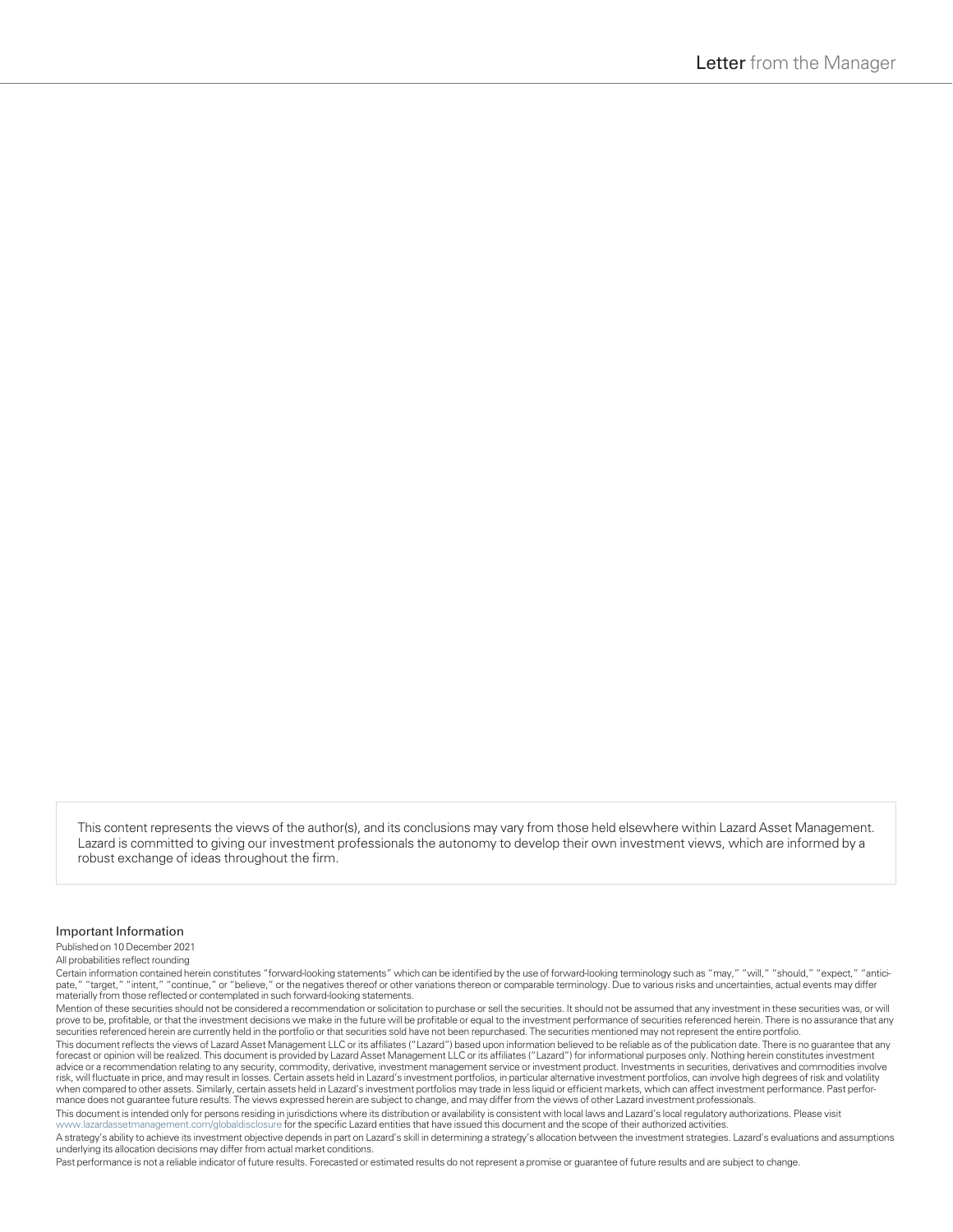This content represents the views of the author(s), and its conclusions may vary from those held elsewhere within Lazard Asset Management. Lazard is committed to giving our investment professionals the autonomy to develop their own investment views, which are informed by a robust exchange of ideas throughout the firm.

## Important Information

Published on 10 December 2021

All probabilities reflect rounding

Certain information contained herein constitutes "forward-looking statements" which can be identified by the use of forward-looking terminology such as "may," "will," "should," "expect," "anticipate," "target," "intent," "continue," or "believe," or the negatives thereof or other variations thereon or comparable terminology. Due to various risks and uncertainties, actual events may differ materially from those reflected or contemplated in such forward-looking statements.

Mention of these securities should not be considered a recommendation or solicitation to purchase or sell the securities. It should not be assumed that any investment in these securities was, or will prove to be, profitable, or that the investment decisions we make in the future will be profitable or equal to the investment performance of securities referenced herein. There is no assurance that any securities referenced herein are currently held in the portfolio or that securities sold have not been repurchased. The securities mentioned may not represent the entire portfolio.

This document reflects the views of Lazard Asset Management LLC or its affiliates ("Lazard") based upon information believed to be reliable as of the publication date. There is no guarantee that any forecast or opinion will be realized. This document is provided by Lazard Asset Management LLC or its affiliates ("Lazard") for informational purposes only. Nothing herein constitutes investment advice or a recommendation relating to any security, commodity, derivative, investment management service or investment product. Investments in securities, derivatives and commodities involve risk, will fluctuate in price, and may result in losses. Certain assets held in Lazard's investment portfolios, in particular alternative investment portfolios, can involve high degrees of risk and volatility when compared to other assets. Similarly, certain assets held in Lazard's investment portfolios may trade in less liquid or efficient markets, which can affect investment performance. Past performance does not guarantee future results. The views expressed herein are subject to change, and may differ from the views of other Lazard investment professionals.

This document is intended only for persons residing in jurisdictions where its distribution or availability is consistent with local laws and Lazard's local regulatory authorizations. Please visit www.lazardassetmanagement.com/globaldisclosure for the specific Lazard entities that have issued this document and the scope of their authorized activities.

A strategy's ability to achieve its investment objective depends in part on Lazard's skill in determining a strategy's allocation between the investment strategies. Lazard's evaluations and assumptions underlying its allocation decisions may differ from actual market conditions.

Past performance is not a reliable indicator of future results. Forecasted or estimated results do not represent a promise or guarantee of future results and are subject to change.